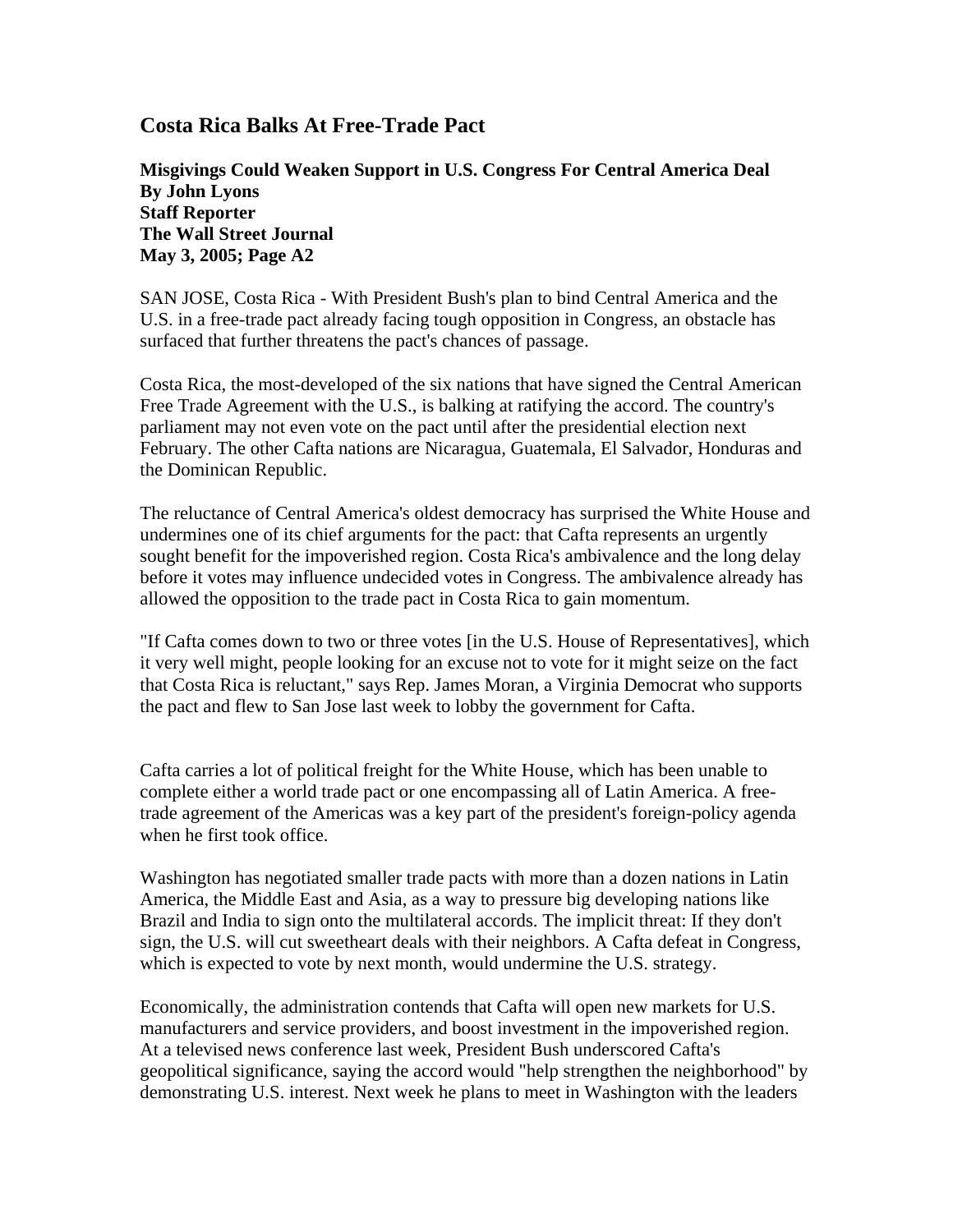# Costa Rica Balks At Free-Trade Pact

**Misgivings Could Weaken Support in U.S. Congress For Central America Deal**
**By John Lyons**
**Staff Reporter**
**The Wall Street Journal**
**May 3, 2005; Page A2**

SAN JOSE, Costa Rica - With President Bush's plan to bind Central America and the U.S. in a free-trade pact already facing tough opposition in Congress, an obstacle has surfaced that further threatens the pact's chances of passage.

Costa Rica, the most-developed of the six nations that have signed the Central American Free Trade Agreement with the U.S., is balking at ratifying the accord. The country's parliament may not even vote on the pact until after the presidential election next February. The other Cafta nations are Nicaragua, Guatemala, El Salvador, Honduras and the Dominican Republic.

The reluctance of Central America's oldest democracy has surprised the White House and undermines one of its chief arguments for the pact: that Cafta represents an urgently sought benefit for the impoverished region. Costa Rica's ambivalence and the long delay before it votes may influence undecided votes in Congress. The ambivalence already has allowed the opposition to the trade pact in Costa Rica to gain momentum.

"If Cafta comes down to two or three votes [in the U.S. House of Representatives], which it very well might, people looking for an excuse not to vote for it might seize on the fact that Costa Rica is reluctant," says Rep. James Moran, a Virginia Democrat who supports the pact and flew to San Jose last week to lobby the government for Cafta.

Cafta carries a lot of political freight for the White House, which has been unable to complete either a world trade pact or one encompassing all of Latin America. A free-trade agreement of the Americas was a key part of the president's foreign-policy agenda when he first took office.

Washington has negotiated smaller trade pacts with more than a dozen nations in Latin America, the Middle East and Asia, as a way to pressure big developing nations like Brazil and India to sign onto the multilateral accords. The implicit threat: If they don't sign, the U.S. will cut sweetheart deals with their neighbors. A Cafta defeat in Congress, which is expected to vote by next month, would undermine the U.S. strategy.

Economically, the administration contends that Cafta will open new markets for U.S. manufacturers and service providers, and boost investment in the impoverished region. At a televised news conference last week, President Bush underscored Cafta's geopolitical significance, saying the accord would "help strengthen the neighborhood" by demonstrating U.S. interest. Next week he plans to meet in Washington with the leaders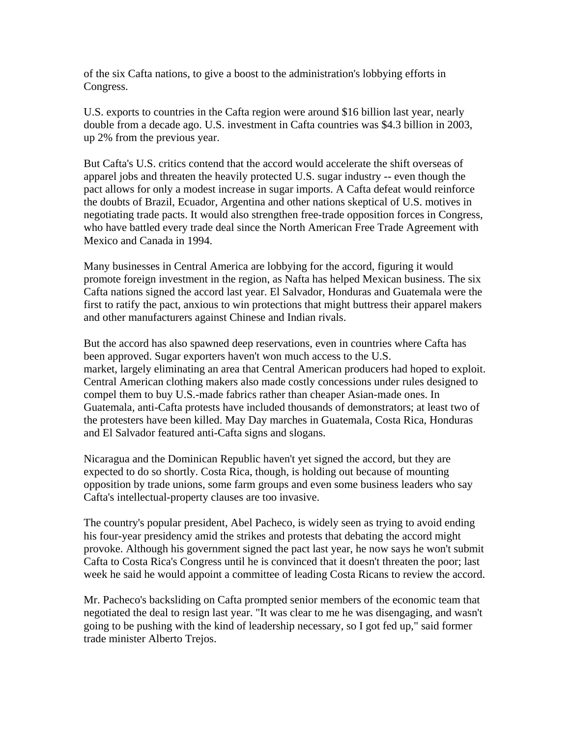of the six Cafta nations, to give a boost to the administration's lobbying efforts in Congress.

U.S. exports to countries in the Cafta region were around $16 billion last year, nearly double from a decade ago. U.S. investment in Cafta countries was $4.3 billion in 2003, up 2% from the previous year.

But Cafta's U.S. critics contend that the accord would accelerate the shift overseas of apparel jobs and threaten the heavily protected U.S. sugar industry -- even though the pact allows for only a modest increase in sugar imports. A Cafta defeat would reinforce the doubts of Brazil, Ecuador, Argentina and other nations skeptical of U.S. motives in negotiating trade pacts. It would also strengthen free-trade opposition forces in Congress, who have battled every trade deal since the North American Free Trade Agreement with Mexico and Canada in 1994.

Many businesses in Central America are lobbying for the accord, figuring it would promote foreign investment in the region, as Nafta has helped Mexican business. The six Cafta nations signed the accord last year. El Salvador, Honduras and Guatemala were the first to ratify the pact, anxious to win protections that might buttress their apparel makers and other manufacturers against Chinese and Indian rivals.

But the accord has also spawned deep reservations, even in countries where Cafta has been approved. Sugar exporters haven't won much access to the U.S. market, largely eliminating an area that Central American producers had hoped to exploit. Central American clothing makers also made costly concessions under rules designed to compel them to buy U.S.-made fabrics rather than cheaper Asian-made ones. In Guatemala, anti-Cafta protests have included thousands of demonstrators; at least two of the protesters have been killed. May Day marches in Guatemala, Costa Rica, Honduras and El Salvador featured anti-Cafta signs and slogans.

Nicaragua and the Dominican Republic haven't yet signed the accord, but they are expected to do so shortly. Costa Rica, though, is holding out because of mounting opposition by trade unions, some farm groups and even some business leaders who say Cafta's intellectual-property clauses are too invasive.

The country's popular president, Abel Pacheco, is widely seen as trying to avoid ending his four-year presidency amid the strikes and protests that debating the accord might provoke. Although his government signed the pact last year, he now says he won't submit Cafta to Costa Rica's Congress until he is convinced that it doesn't threaten the poor; last week he said he would appoint a committee of leading Costa Ricans to review the accord.

Mr. Pacheco's backsliding on Cafta prompted senior members of the economic team that negotiated the deal to resign last year. "It was clear to me he was disengaging, and wasn't going to be pushing with the kind of leadership necessary, so I got fed up," said former trade minister Alberto Trejos.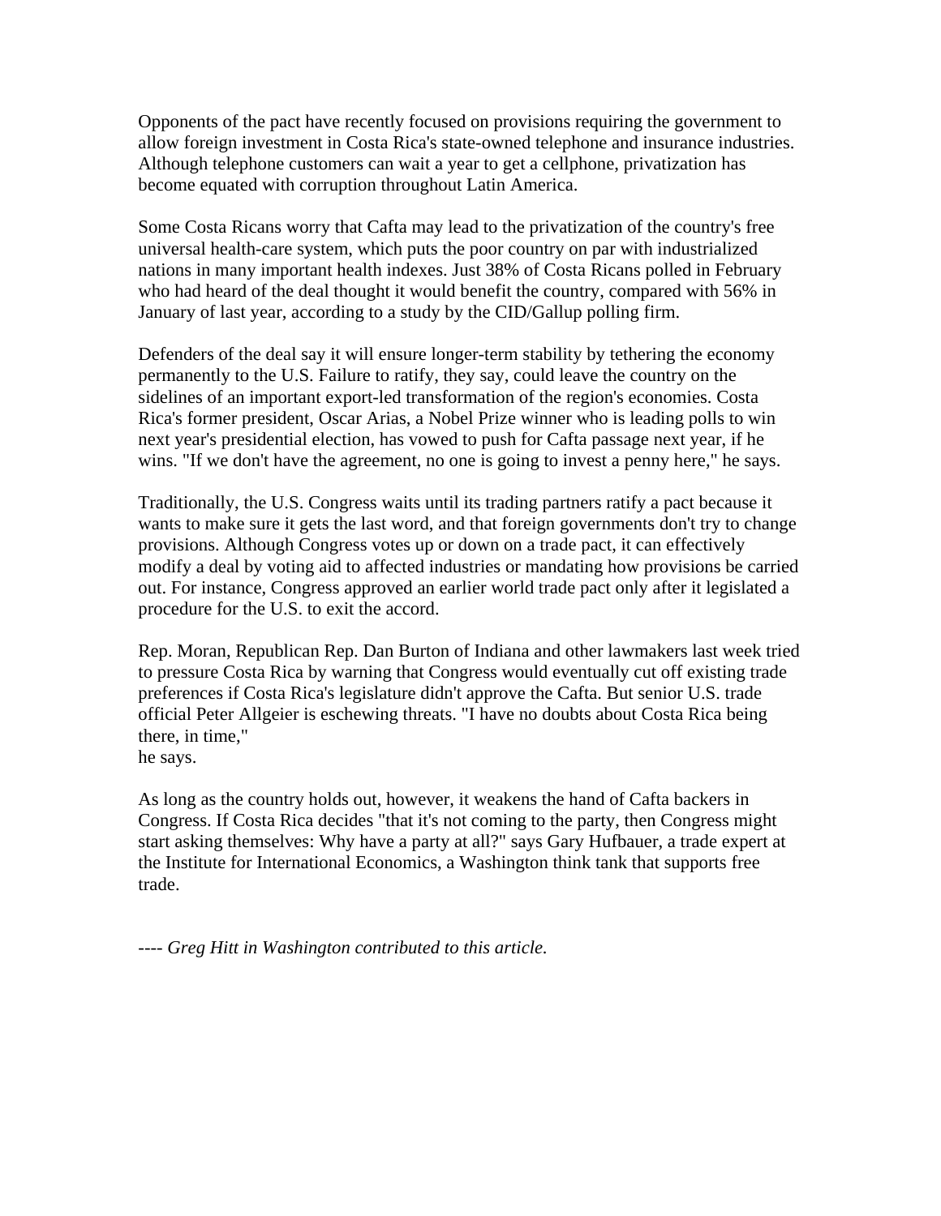Opponents of the pact have recently focused on provisions requiring the government to allow foreign investment in Costa Rica's state-owned telephone and insurance industries. Although telephone customers can wait a year to get a cellphone, privatization has become equated with corruption throughout Latin America.

Some Costa Ricans worry that Cafta may lead to the privatization of the country's free universal health-care system, which puts the poor country on par with industrialized nations in many important health indexes. Just 38% of Costa Ricans polled in February who had heard of the deal thought it would benefit the country, compared with 56% in January of last year, according to a study by the CID/Gallup polling firm.

Defenders of the deal say it will ensure longer-term stability by tethering the economy permanently to the U.S. Failure to ratify, they say, could leave the country on the sidelines of an important export-led transformation of the region's economies. Costa Rica's former president, Oscar Arias, a Nobel Prize winner who is leading polls to win next year's presidential election, has vowed to push for Cafta passage next year, if he wins. "If we don't have the agreement, no one is going to invest a penny here," he says.

Traditionally, the U.S. Congress waits until its trading partners ratify a pact because it wants to make sure it gets the last word, and that foreign governments don't try to change provisions. Although Congress votes up or down on a trade pact, it can effectively modify a deal by voting aid to affected industries or mandating how provisions be carried out. For instance, Congress approved an earlier world trade pact only after it legislated a procedure for the U.S. to exit the accord.

Rep. Moran, Republican Rep. Dan Burton of Indiana and other lawmakers last week tried to pressure Costa Rica by warning that Congress would eventually cut off existing trade preferences if Costa Rica's legislature didn't approve the Cafta. But senior U.S. trade official Peter Allgeier is eschewing threats. "I have no doubts about Costa Rica being there, in time," he says.

As long as the country holds out, however, it weakens the hand of Cafta backers in Congress. If Costa Rica decides "that it's not coming to the party, then Congress might start asking themselves: Why have a party at all?" says Gary Hufbauer, a trade expert at the Institute for International Economics, a Washington think tank that supports free trade.

---- *Greg Hitt in Washington contributed to this article.*